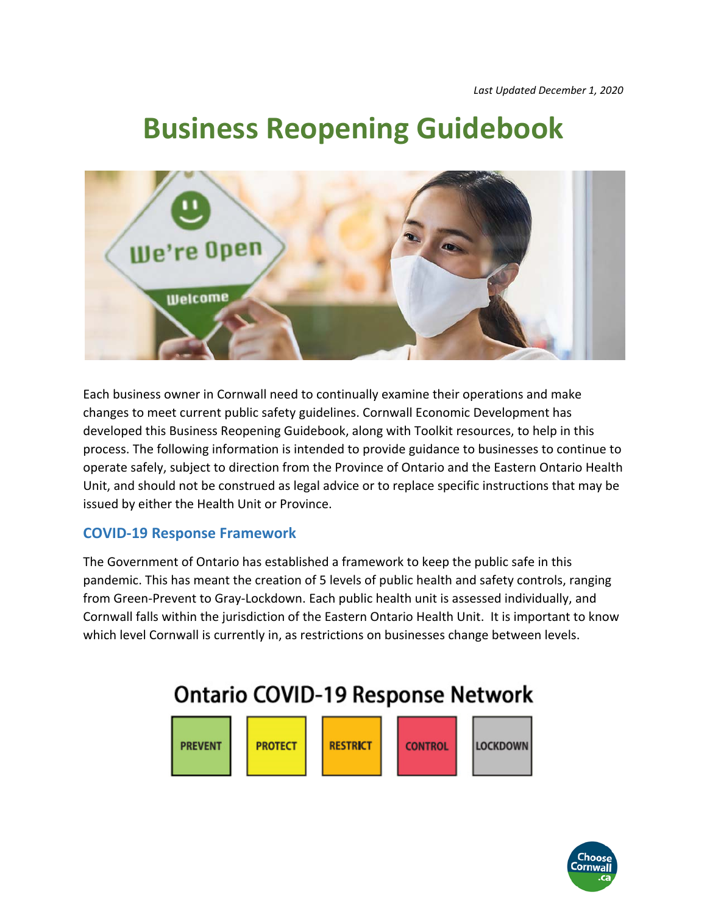*Last Updated December 1, 2020*

# Business Reopening Guidebook

Each business owner in Cornwall need to continually examine their operations and make changes to meet current public safety guidelines. Cornwall Economic Development has developed this Business Reopening Guidebook, along with Toolkit resources, to help in this process. The following information is intended to provide guidance to businesses to continue to operate safely, subject to direction from the Province of Ontario and the Eastern Ontario Health Unit, and should not be construed as legal advice or to replace specific instructions that may be issued by either the Health Unit or Province.

## COVID-19 Response Framework

The Government of Ontario has established a framework to keep the public safe in this pandemic. This has meant the creation of 5 levels of public health and safety controls, ranging from Green-Prevent to Gray-Lockdown. Each public health unit is assessed individually, and Cornwall falls within the jurisdiction of the Eastern Ontario Health Unit. It is important to know which level Cornwall is currently in, as restrictions on businesses change between levels.

**Ontario COVID-19 Response Network**

| PREVENT | PROTECT | RESTRICT | CONTROL | LOCKDOWN |
|---|---|---|---|---|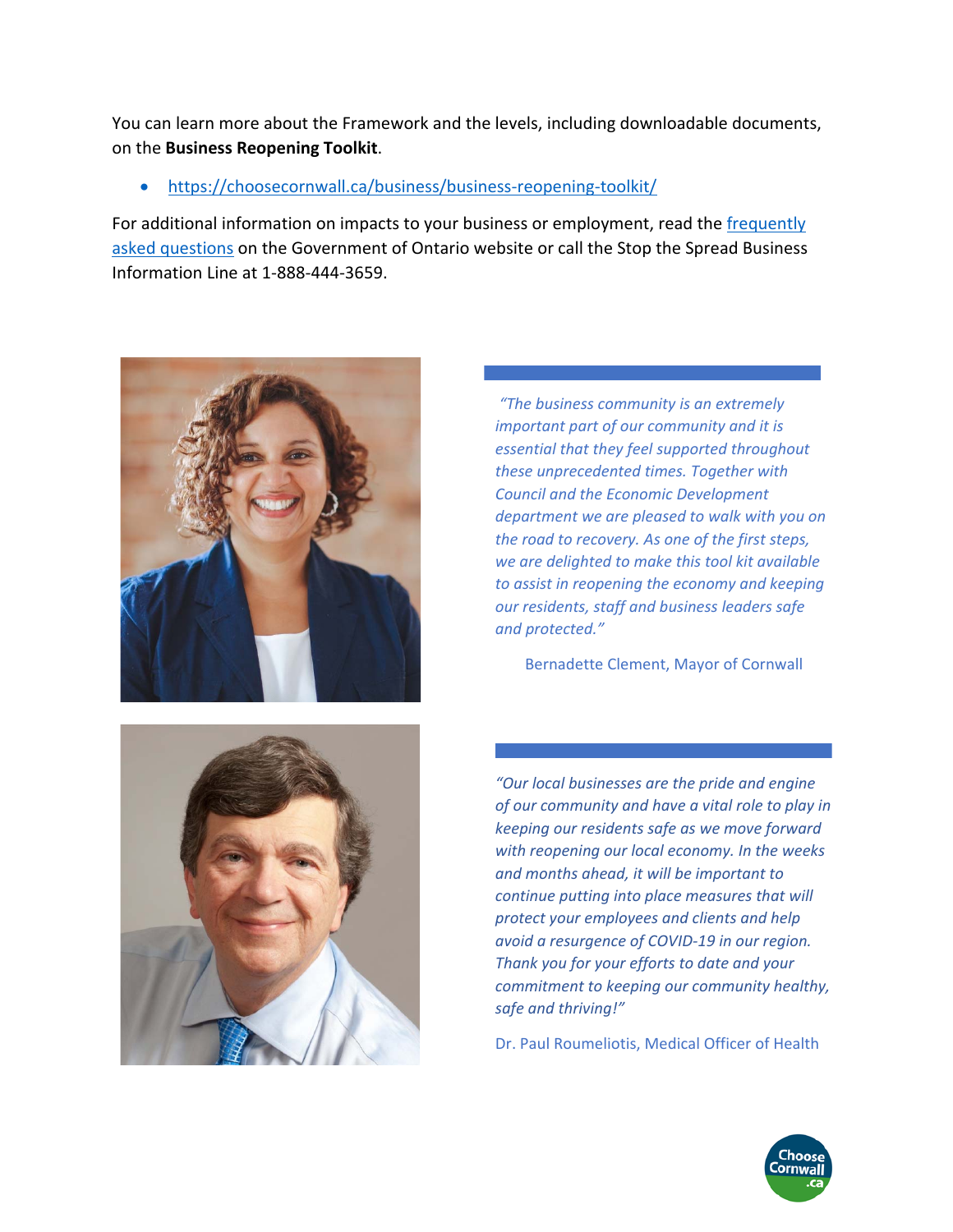You can learn more about the Framework and the levels, including downloadable documents, on the **Business Reopening Toolkit**.

- https://choosecornwall.ca/business/business-reopening-toolkit/

For additional information on impacts to your business or employment, read the frequently asked questions on the Government of Ontario website or call the Stop the Spread Business Information Line at 1-888-444-3659.

*"The business community is an extremely important part of our community and it is essential that they feel supported throughout these unprecedented times. Together with Council and the Economic Development department we are pleased to walk with you on the road to recovery. As one of the first steps, we are delighted to make this tool kit available to assist in reopening the economy and keeping our residents, staff and business leaders safe and protected."*

Bernadette Clement, Mayor of Cornwall

*"Our local businesses are the pride and engine of our community and have a vital role to play in keeping our residents safe as we move forward with reopening our local economy. In the weeks and months ahead, it will be important to continue putting into place measures that will protect your employees and clients and help avoid a resurgence of COVID-19 in our region. Thank you for your efforts to date and your commitment to keeping our community healthy, safe and thriving!"*

Dr. Paul Roumeliotis, Medical Officer of Health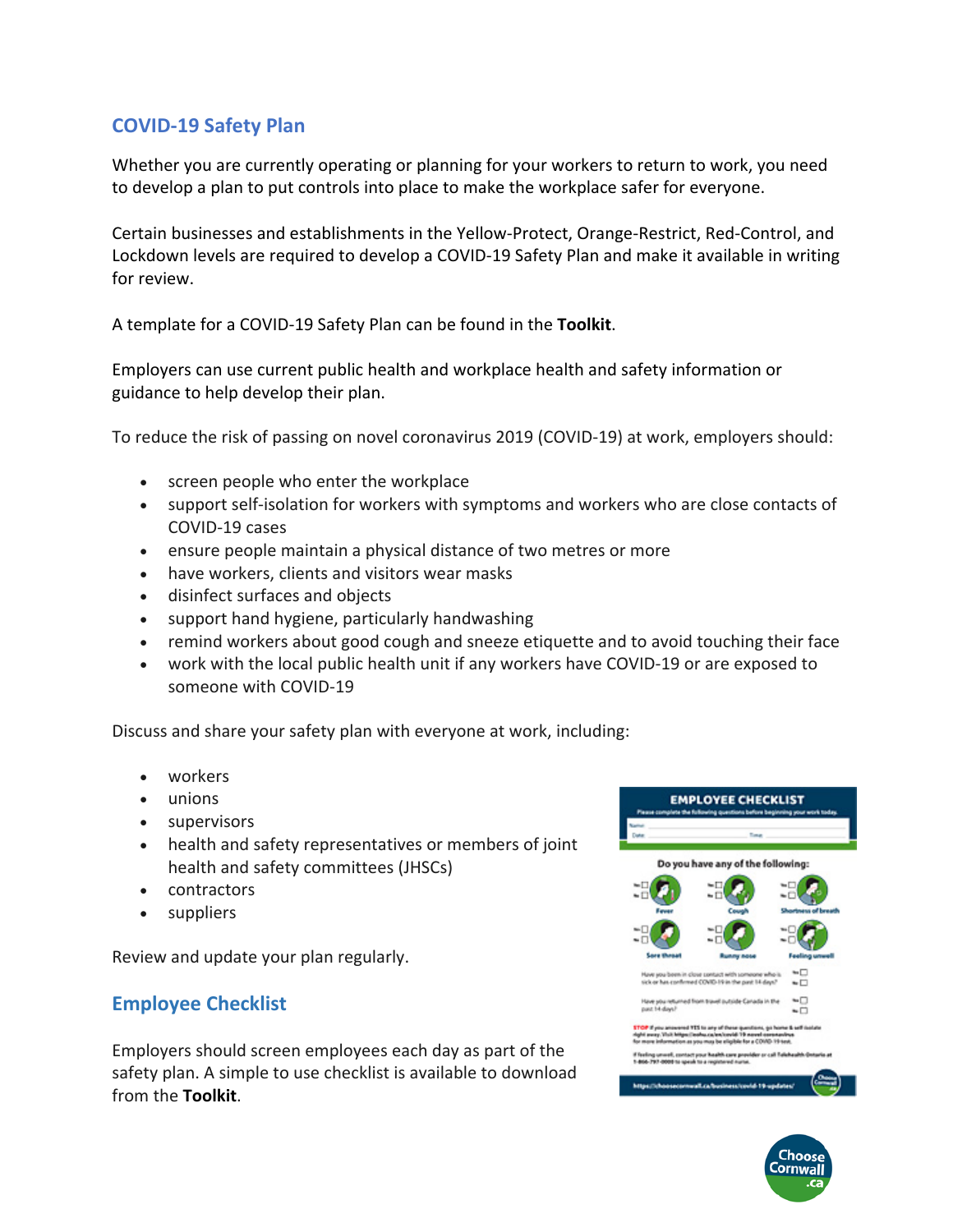## COVID-19 Safety Plan

Whether you are currently operating or planning for your workers to return to work, you need to develop a plan to put controls into place to make the workplace safer for everyone.

Certain businesses and establishments in the Yellow-Protect, Orange-Restrict, Red-Control, and Lockdown levels are required to develop a COVID-19 Safety Plan and make it available in writing for review.

A template for a COVID-19 Safety Plan can be found in the **Toolkit**.

Employers can use current public health and workplace health and safety information or guidance to help develop their plan.

To reduce the risk of passing on novel coronavirus 2019 (COVID-19) at work, employers should:

- screen people who enter the workplace
- support self-isolation for workers with symptoms and workers who are close contacts of COVID-19 cases
- ensure people maintain a physical distance of two metres or more
- have workers, clients and visitors wear masks
- disinfect surfaces and objects
- support hand hygiene, particularly handwashing
- remind workers about good cough and sneeze etiquette and to avoid touching their face
- work with the local public health unit if any workers have COVID-19 or are exposed to someone with COVID-19

Discuss and share your safety plan with everyone at work, including:

- workers
- unions
- supervisors
- health and safety representatives or members of joint health and safety committees (JHSCs)
- contractors
- suppliers

Review and update your plan regularly.

## Employee Checklist

Employers should screen employees each day as part of the safety plan. A simple to use checklist is available to download from the **Toolkit**.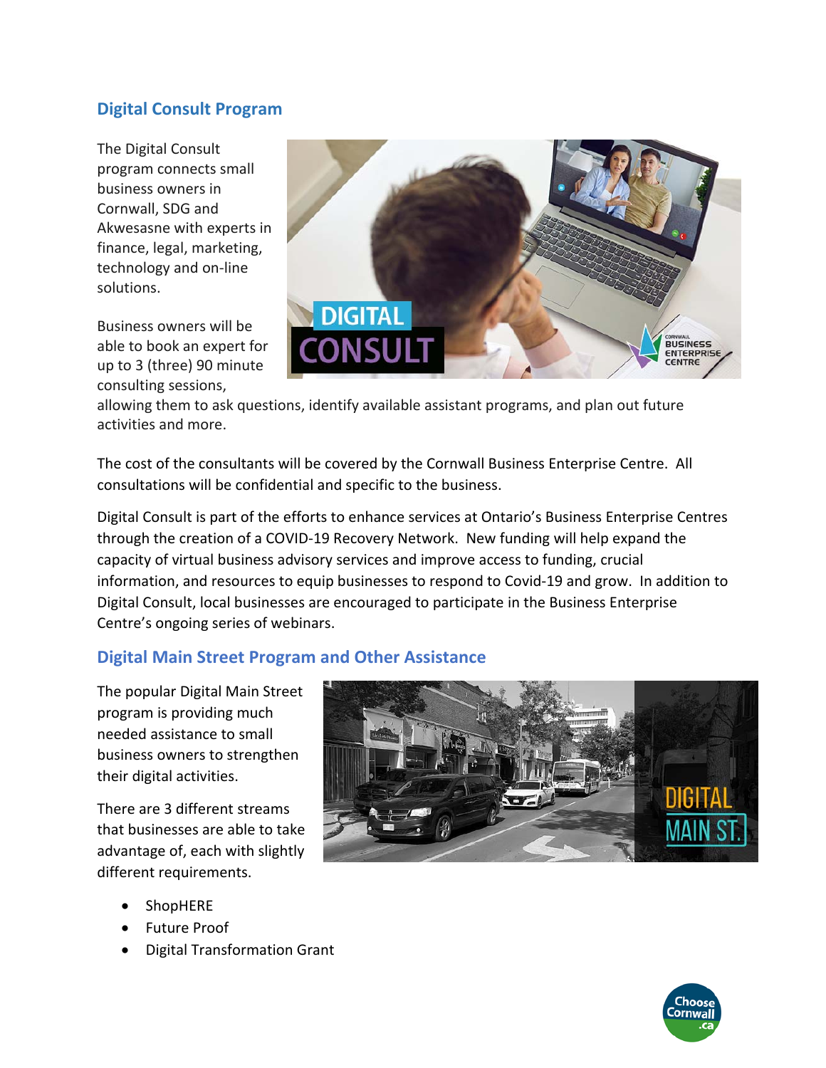## Digital Consult Program

The Digital Consult program connects small business owners in Cornwall, SDG and Akwesasne with experts in finance, legal, marketing, technology and on-line solutions.

Business owners will be able to book an expert for up to 3 (three) 90 minute consulting sessions, allowing them to ask questions, identify available assistant programs, and plan out future activities and more.

The cost of the consultants will be covered by the Cornwall Business Enterprise Centre. All consultations will be confidential and specific to the business.

Digital Consult is part of the efforts to enhance services at Ontario's Business Enterprise Centres through the creation of a COVID-19 Recovery Network. New funding will help expand the capacity of virtual business advisory services and improve access to funding, crucial information, and resources to equip businesses to respond to Covid-19 and grow. In addition to Digital Consult, local businesses are encouraged to participate in the Business Enterprise Centre's ongoing series of webinars.

## Digital Main Street Program and Other Assistance

The popular Digital Main Street program is providing much needed assistance to small business owners to strengthen their digital activities.

There are 3 different streams that businesses are able to take advantage of, each with slightly different requirements.

- ShopHERE
- Future Proof
- Digital Transformation Grant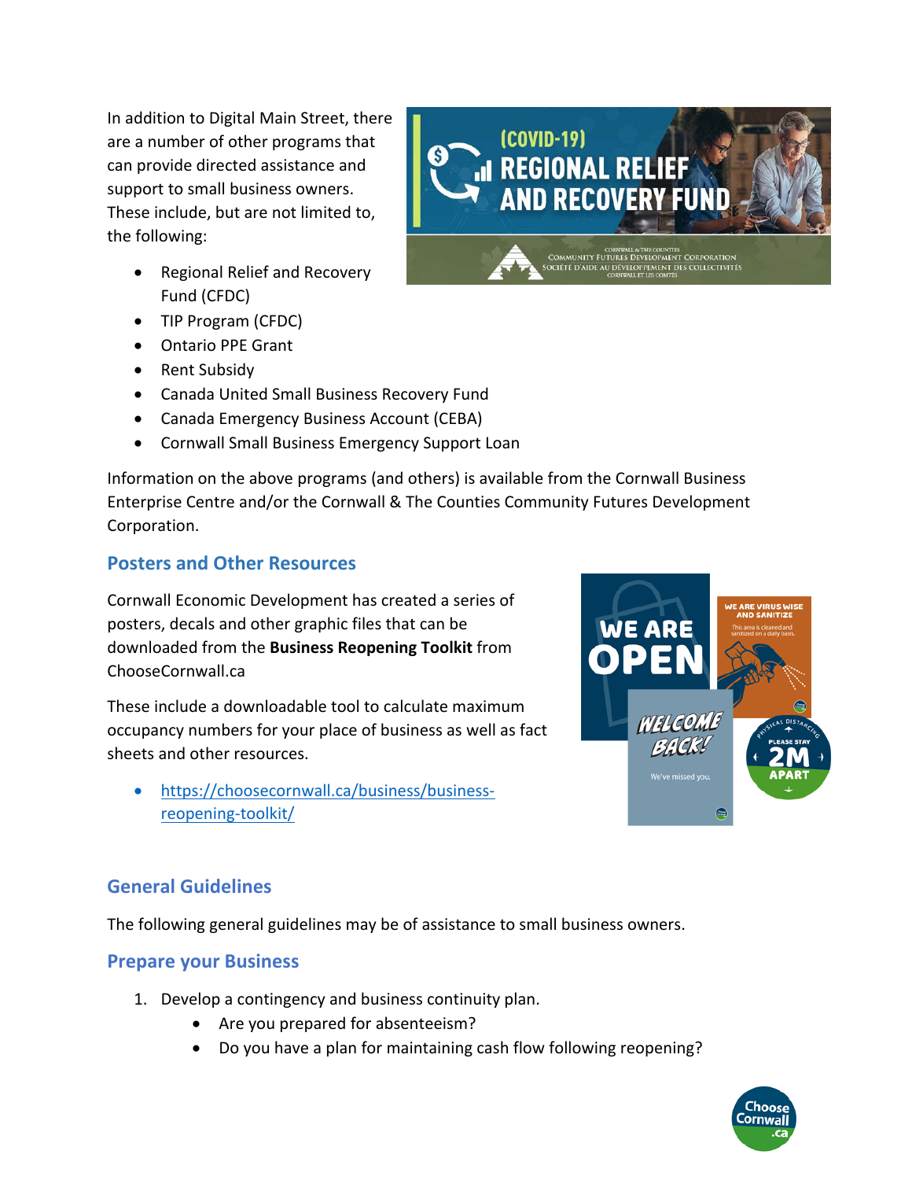In addition to Digital Main Street, there are a number of other programs that can provide directed assistance and support to small business owners. These include, but are not limited to, the following:

- Regional Relief and Recovery Fund (CFDC)
- TIP Program (CFDC)
- Ontario PPE Grant
- Rent Subsidy
- Canada United Small Business Recovery Fund
- Canada Emergency Business Account (CEBA)
- Cornwall Small Business Emergency Support Loan

Information on the above programs (and others) is available from the Cornwall Business Enterprise Centre and/or the Cornwall & The Counties Community Futures Development Corporation.

## Posters and Other Resources

Cornwall Economic Development has created a series of posters, decals and other graphic files that can be downloaded from the **Business Reopening Toolkit** from ChooseCornwall.ca

These include a downloadable tool to calculate maximum occupancy numbers for your place of business as well as fact sheets and other resources.

- https://choosecornwall.ca/business/business-reopening-toolkit/

## General Guidelines

The following general guidelines may be of assistance to small business owners.

## Prepare your Business

1. Develop a contingency and business continuity plan.
    - Are you prepared for absenteeism?
    - Do you have a plan for maintaining cash flow following reopening?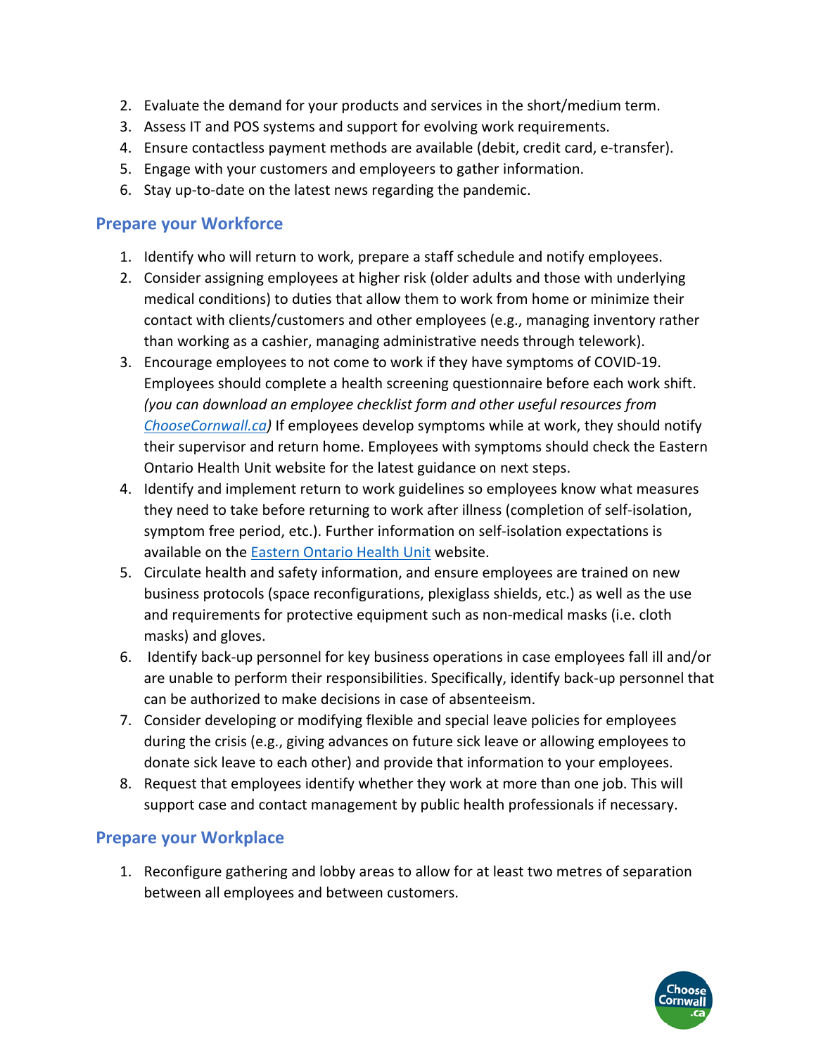2. Evaluate the demand for your products and services in the short/medium term.
3. Assess IT and POS systems and support for evolving work requirements.
4. Ensure contactless payment methods are available (debit, credit card, e-transfer).
5. Engage with your customers and employers to gather information.
6. Stay up-to-date on the latest news regarding the pandemic.

## Prepare your Workforce

1. Identify who will return to work, prepare a staff schedule and notify employees.
2. Consider assigning employees at higher risk (older adults and those with underlying medical conditions) to duties that allow them to work from home or minimize their contact with clients/customers and other employees (e.g., managing inventory rather than working as a cashier, managing administrative needs through telework).
3. Encourage employees to not come to work if they have symptoms of COVID-19. Employees should complete a health screening questionnaire before each work shift. *(you can download an employee checklist form and other useful resources from [ChooseCornwall.ca](ChooseCornwall.ca))* If employees develop symptoms while at work, they should notify their supervisor and return home. Employees with symptoms should check the Eastern Ontario Health Unit website for the latest guidance on next steps.
4. Identify and implement return to work guidelines so employees know what measures they need to take before returning to work after illness (completion of self-isolation, symptom free period, etc.). Further information on self-isolation expectations is available on the [Eastern Ontario Health Unit](Eastern Ontario Health Unit) website.
5. Circulate health and safety information, and ensure employees are trained on new business protocols (space reconfigurations, plexiglass shields, etc.) as well as the use and requirements for protective equipment such as non-medical masks (i.e. cloth masks) and gloves.
6. Identify back-up personnel for key business operations in case employees fall ill and/or are unable to perform their responsibilities. Specifically, identify back-up personnel that can be authorized to make decisions in case of absenteeism.
7. Consider developing or modifying flexible and special leave policies for employees during the crisis (e.g., giving advances on future sick leave or allowing employees to donate sick leave to each other) and provide that information to your employees.
8. Request that employees identify whether they work at more than one job. This will support case and contact management by public health professionals if necessary.

## Prepare your Workplace

1. Reconfigure gathering and lobby areas to allow for at least two metres of separation between all employees and between customers.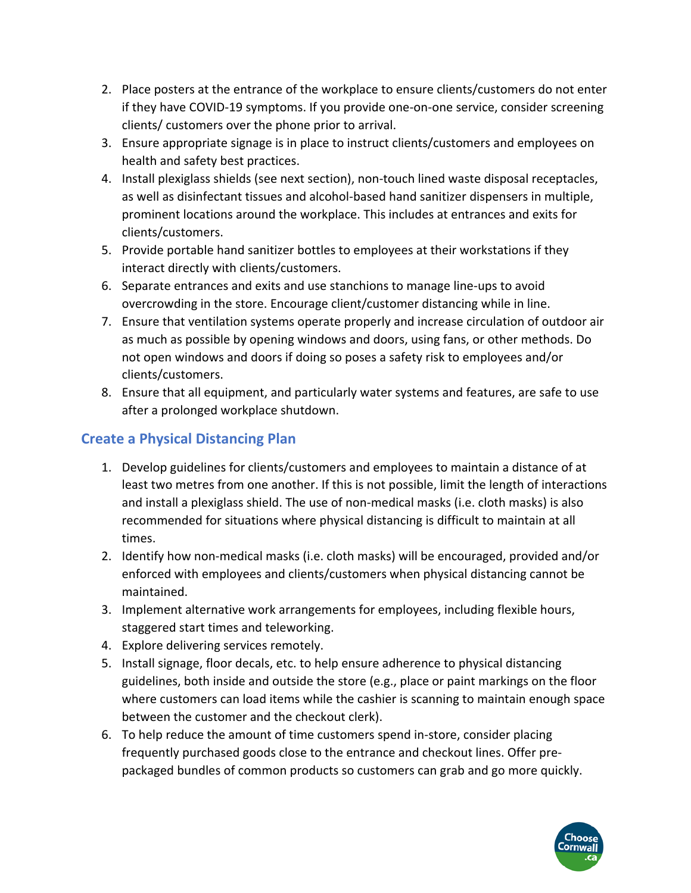2. Place posters at the entrance of the workplace to ensure clients/customers do not enter if they have COVID-19 symptoms. If you provide one-on-one service, consider screening clients/ customers over the phone prior to arrival.
3. Ensure appropriate signage is in place to instruct clients/customers and employees on health and safety best practices.
4. Install plexiglass shields (see next section), non-touch lined waste disposal receptacles, as well as disinfectant tissues and alcohol-based hand sanitizer dispensers in multiple, prominent locations around the workplace. This includes at entrances and exits for clients/customers.
5. Provide portable hand sanitizer bottles to employees at their workstations if they interact directly with clients/customers.
6. Separate entrances and exits and use stanchions to manage line-ups to avoid overcrowding in the store. Encourage client/customer distancing while in line.
7. Ensure that ventilation systems operate properly and increase circulation of outdoor air as much as possible by opening windows and doors, using fans, or other methods. Do not open windows and doors if doing so poses a safety risk to employees and/or clients/customers.
8. Ensure that all equipment, and particularly water systems and features, are safe to use after a prolonged workplace shutdown.

## Create a Physical Distancing Plan

1. Develop guidelines for clients/customers and employees to maintain a distance of at least two metres from one another. If this is not possible, limit the length of interactions and install a plexiglass shield. The use of non-medical masks (i.e. cloth masks) is also recommended for situations where physical distancing is difficult to maintain at all times.
2. Identify how non-medical masks (i.e. cloth masks) will be encouraged, provided and/or enforced with employees and clients/customers when physical distancing cannot be maintained.
3. Implement alternative work arrangements for employees, including flexible hours, staggered start times and teleworking.
4. Explore delivering services remotely.
5. Install signage, floor decals, etc. to help ensure adherence to physical distancing guidelines, both inside and outside the store (e.g., place or paint markings on the floor where customers can load items while the cashier is scanning to maintain enough space between the customer and the checkout clerk).
6. To help reduce the amount of time customers spend in-store, consider placing frequently purchased goods close to the entrance and checkout lines. Offer pre-packaged bundles of common products so customers can grab and go more quickly.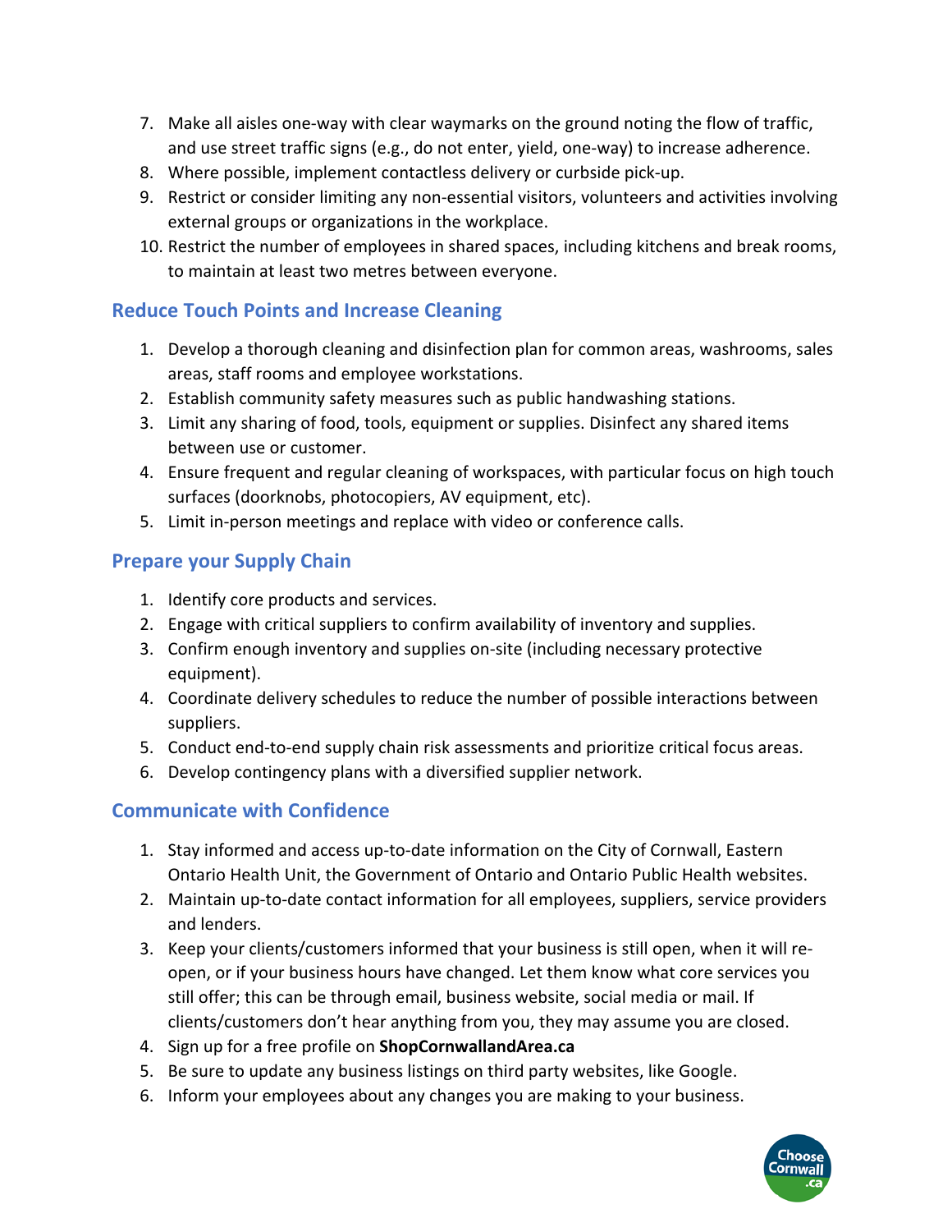7. Make all aisles one-way with clear waymarks on the ground noting the flow of traffic, and use street traffic signs (e.g., do not enter, yield, one-way) to increase adherence.
8. Where possible, implement contactless delivery or curbside pick-up.
9. Restrict or consider limiting any non-essential visitors, volunteers and activities involving external groups or organizations in the workplace.
10. Restrict the number of employees in shared spaces, including kitchens and break rooms, to maintain at least two metres between everyone.

## Reduce Touch Points and Increase Cleaning

1. Develop a thorough cleaning and disinfection plan for common areas, washrooms, sales areas, staff rooms and employee workstations.
2. Establish community safety measures such as public handwashing stations.
3. Limit any sharing of food, tools, equipment or supplies. Disinfect any shared items between use or customer.
4. Ensure frequent and regular cleaning of workspaces, with particular focus on high touch surfaces (doorknobs, photocopiers, AV equipment, etc).
5. Limit in-person meetings and replace with video or conference calls.

## Prepare your Supply Chain

1. Identify core products and services.
2. Engage with critical suppliers to confirm availability of inventory and supplies.
3. Confirm enough inventory and supplies on-site (including necessary protective equipment).
4. Coordinate delivery schedules to reduce the number of possible interactions between suppliers.
5. Conduct end-to-end supply chain risk assessments and prioritize critical focus areas.
6. Develop contingency plans with a diversified supplier network.

## Communicate with Confidence

1. Stay informed and access up-to-date information on the City of Cornwall, Eastern Ontario Health Unit, the Government of Ontario and Ontario Public Health websites.
2. Maintain up-to-date contact information for all employees, suppliers, service providers and lenders.
3. Keep your clients/customers informed that your business is still open, when it will re-open, or if your business hours have changed. Let them know what core services you still offer; this can be through email, business website, social media or mail. If clients/customers don't hear anything from you, they may assume you are closed.
4. Sign up for a free profile on **ShopCornwallandArea.ca**
5. Be sure to update any business listings on third party websites, like Google.
6. Inform your employees about any changes you are making to your business.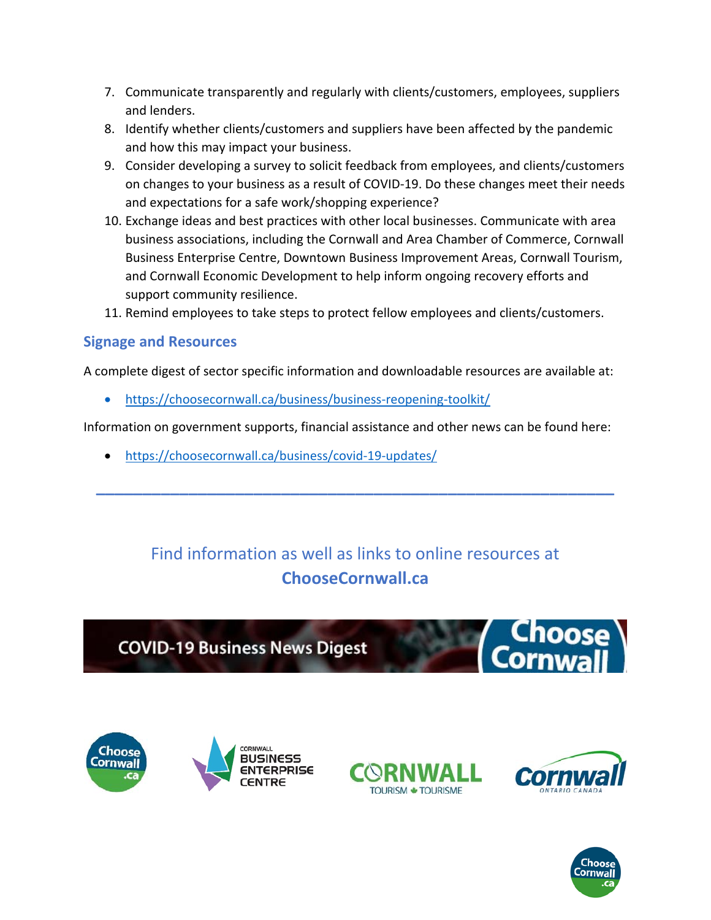7. Communicate transparently and regularly with clients/customers, employees, suppliers and lenders.
8. Identify whether clients/customers and suppliers have been affected by the pandemic and how this may impact your business.
9. Consider developing a survey to solicit feedback from employees, and clients/customers on changes to your business as a result of COVID-19. Do these changes meet their needs and expectations for a safe work/shopping experience?
10. Exchange ideas and best practices with other local businesses. Communicate with area business associations, including the Cornwall and Area Chamber of Commerce, Cornwall Business Enterprise Centre, Downtown Business Improvement Areas, Cornwall Tourism, and Cornwall Economic Development to help inform ongoing recovery efforts and support community resilience.
11. Remind employees to take steps to protect fellow employees and clients/customers.

## Signage and Resources

A complete digest of sector specific information and downloadable resources are available at:

- https://choosecornwall.ca/business/business-reopening-toolkit/

Information on government supports, financial assistance and other news can be found here:

- https://choosecornwall.ca/business/covid-19-updates/

---

Find information as well as links to online resources at **ChooseCornwall.ca**

COVID-19 Business News Digest